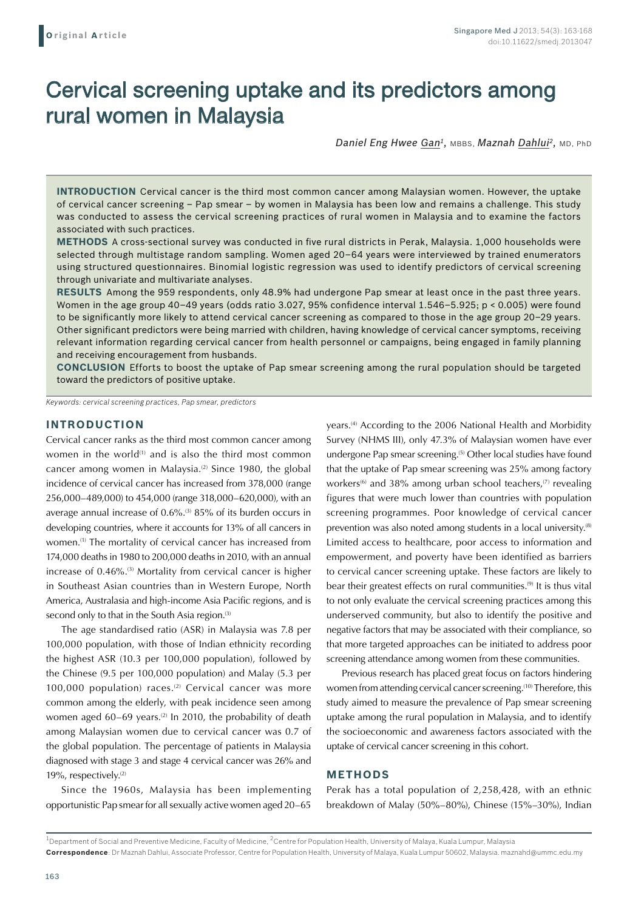**Original Article**

# Cervical screening uptake and its predictors among rural women in Malaysia

*Daniel Eng Hwee Gan*[1], MBBS, *Maznah Dahlui*[2], MD, PhD

**INTRODUCTION** Cervical cancer is the third most common cancer among Malaysian women. However, the uptake of cervical cancer screening – Pap smear – by women in Malaysia has been low and remains a challenge. This study was conducted to assess the cervical screening practices of rural women in Malaysia and to examine the factors associated with such practices.

**METHODS** A cross-sectional survey was conducted in five rural districts in Perak, Malaysia. 1,000 households were selected through multistage random sampling. Women aged 20–64 years were interviewed by trained enumerators using structured questionnaires. Binomial logistic regression was used to identify predictors of cervical screening through univariate and multivariate analyses.

**RESULTS** Among the 959 respondents, only 48.9% had undergone Pap smear at least once in the past three years. Women in the age group 40–49 years (odds ratio 3.027, 95% confidence interval 1.546–5.925; $p < 0.005$) were found to be significantly more likely to attend cervical cancer screening as compared to those in the age group 20–29 years. Other significant predictors were being married with children, having knowledge of cervical cancer symptoms, receiving relevant information regarding cervical cancer from health personnel or campaigns, being engaged in family planning and receiving encouragement from husbands.

**CONCLUSION** Efforts to boost the uptake of Pap smear screening among the rural population should be targeted toward the predictors of positive uptake.

*Keywords: cervical screening practices, Pap smear, predictors*

## INTRODUCTION

Cervical cancer ranks as the third most common cancer among women in the world[1] and is also the third most common cancer among women in Malaysia.[2] Since 1980, the global incidence of cervical cancer has increased from 378,000 (range 256,000–489,000) to 454,000 (range 318,000–620,000), with an average annual increase of 0.6%.[3] 85% of its burden occurs in developing countries, where it accounts for 13% of all cancers in women.[1] The mortality of cervical cancer has increased from 174,000 deaths in 1980 to 200,000 deaths in 2010, with an annual increase of 0.46%.[3] Mortality from cervical cancer is higher in Southeast Asian countries than in Western Europe, North America, Australasia and high-income Asia Pacific regions, and is second only to that in the South Asia region.[3]

The age standardised ratio (ASR) in Malaysia was 7.8 per 100,000 population, with those of Indian ethnicity recording the highest ASR (10.3 per 100,000 population), followed by the Chinese (9.5 per 100,000 population) and Malay (5.3 per 100,000 population) races.[2] Cervical cancer was more common among the elderly, with peak incidence seen among women aged 60–69 years.[2] In 2010, the probability of death among Malaysian women due to cervical cancer was 0.7 of the global population. The percentage of patients in Malaysia diagnosed with stage 3 and stage 4 cervical cancer was 26% and 19%, respectively.[2]

Since the 1960s, Malaysia has been implementing opportunistic Pap smear for all sexually active women aged 20–65 years.[4] According to the 2006 National Health and Morbidity Survey (NHMS III), only 47.3% of Malaysian women have ever undergone Pap smear screening.[5] Other local studies have found that the uptake of Pap smear screening was 25% among factory workers[6] and 38% among urban school teachers,[7] revealing figures that were much lower than countries with population screening programmes. Poor knowledge of cervical cancer prevention was also noted among students in a local university.[8] Limited access to healthcare, poor access to information and empowerment, and poverty have been identified as barriers to cervical cancer screening uptake. These factors are likely to bear their greatest effects on rural communities.[9] It is thus vital to not only evaluate the cervical screening practices among this underserved community, but also to identify the positive and negative factors that may be associated with their compliance, so that more targeted approaches can be initiated to address poor screening attendance among women from these communities.

Previous research has placed great focus on factors hindering women from attending cervical cancer screening.[10] Therefore, this study aimed to measure the prevalence of Pap smear screening uptake among the rural population in Malaysia, and to identify the socioeconomic and awareness factors associated with the uptake of cervical cancer screening in this cohort.

## METHODS

Perak has a total population of 2,258,428, with an ethnic breakdown of Malay (50%–80%), Chinese (15%–30%), Indian

[1]Department of Social and Preventive Medicine, Faculty of Medicine, [2]Centre for Population Health, University of Malaya, Kuala Lumpur, Malaysia

**Correspondence**: Dr Maznah Dahlui, Associate Professor, Centre for Population Health, University of Malaya, Kuala Lumpur 50602, Malaysia. maznahd@ummc.edu.my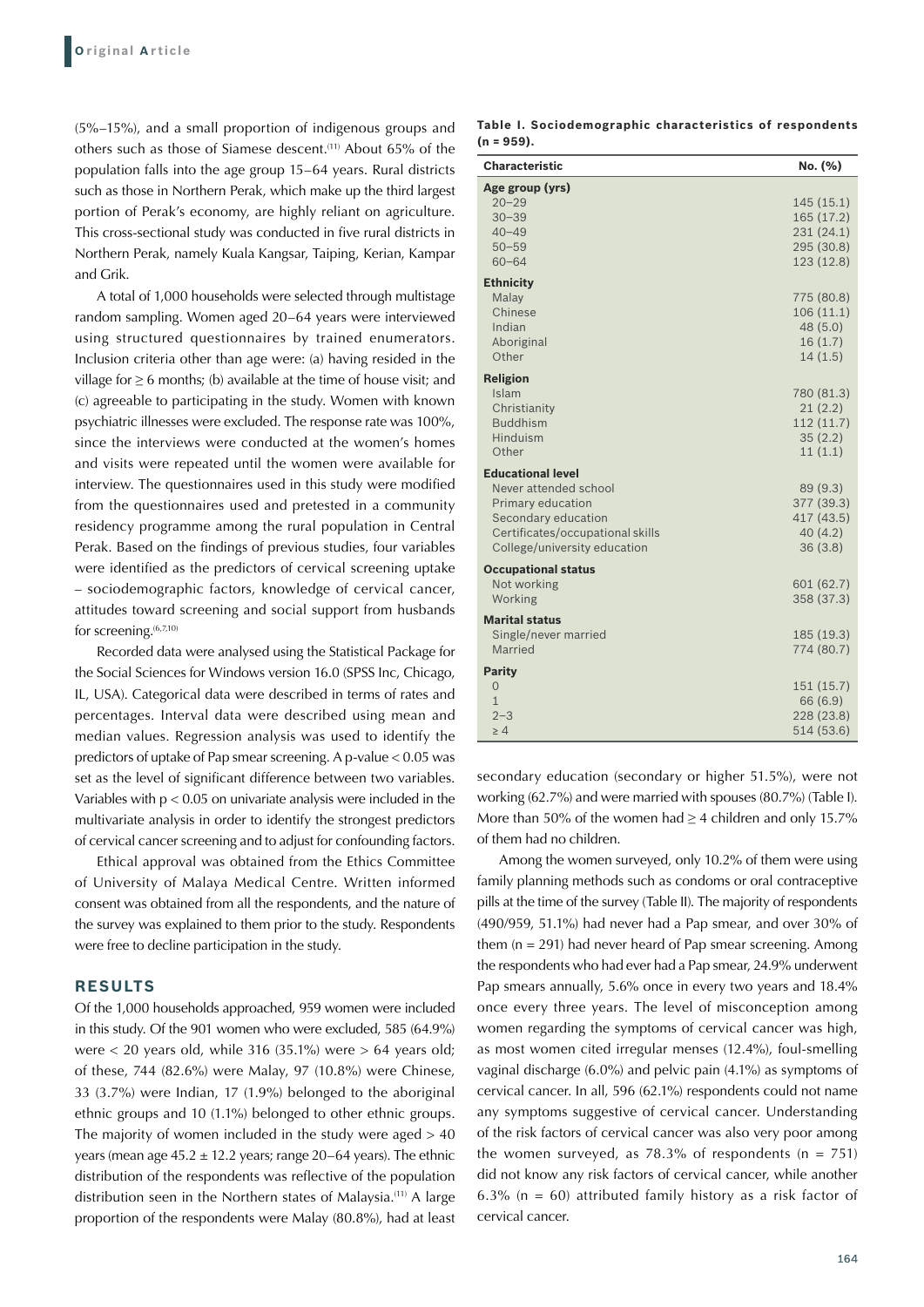(5%–15%), and a small proportion of indigenous groups and others such as those of Siamese descent.[11] About 65% of the population falls into the age group 15–64 years. Rural districts such as those in Northern Perak, which make up the third largest portion of Perak's economy, are highly reliant on agriculture. This cross-sectional study was conducted in five rural districts in Northern Perak, namely Kuala Kangsar, Taiping, Kerian, Kampar and Grik.

A total of 1,000 households were selected through multistage random sampling. Women aged 20–64 years were interviewed using structured questionnaires by trained enumerators. Inclusion criteria other than age were: (a) having resided in the village for ≥ 6 months; (b) available at the time of house visit; and (c) agreeable to participating in the study. Women with known psychiatric illnesses were excluded. The response rate was 100%, since the interviews were conducted at the women's homes and visits were repeated until the women were available for interview. The questionnaires used in this study were modified from the questionnaires used and pretested in a community residency programme among the rural population in Central Perak. Based on the findings of previous studies, four variables were identified as the predictors of cervical screening uptake – sociodemographic factors, knowledge of cervical cancer, attitudes toward screening and social support from husbands for screening.[6,7,10]

Recorded data were analysed using the Statistical Package for the Social Sciences for Windows version 16.0 (SPSS Inc, Chicago, IL, USA). Categorical data were described in terms of rates and percentages. Interval data were described using mean and median values. Regression analysis was used to identify the predictors of uptake of Pap smear screening. A p-value $< 0.05$ was set as the level of significant difference between two variables. Variables with $p < 0.05$ on univariate analysis were included in the multivariate analysis in order to identify the strongest predictors of cervical cancer screening and to adjust for confounding factors.

Ethical approval was obtained from the Ethics Committee of University of Malaya Medical Centre. Written informed consent was obtained from all the respondents, and the nature of the survey was explained to them prior to the study. Respondents were free to decline participation in the study.

## RESULTS

Of the 1,000 households approached, 959 women were included in this study. Of the 901 women who were excluded, 585 (64.9%) were < 20 years old, while 316 (35.1%) were > 64 years old; of these, 744 (82.6%) were Malay, 97 (10.8%) were Chinese, 33 (3.7%) were Indian, 17 (1.9%) belonged to the aboriginal ethnic groups and 10 (1.1%) belonged to other ethnic groups. The majority of women included in the study were aged > 40 years (mean age 45.2 ± 12.2 years; range 20–64 years). The ethnic distribution of the respondents was reflective of the population distribution seen in the Northern states of Malaysia.[11] A large proportion of the respondents were Malay (80.8%), had at least secondary education (secondary or higher 51.5%), were not working (62.7%) and were married with spouses (80.7%) (Table I). More than 50% of the women had ≥ 4 children and only 15.7% of them had no children.

**Table I. Sociodemographic characteristics of respondents (n = 959).**

| Characteristic | No. (%) |
|---|---|
| **Age group (yrs)** | |
| 20–29 | 145 (15.1) |
| 30–39 | 165 (17.2) |
| 40–49 | 231 (24.1) |
| 50–59 | 295 (30.8) |
| 60–64 | 123 (12.8) |
| **Ethnicity** | |
| Malay | 775 (80.8) |
| Chinese | 106 (11.1) |
| Indian | 48 (5.0) |
| Aboriginal | 16 (1.7) |
| Other | 14 (1.5) |
| **Religion** | |
| Islam | 780 (81.3) |
| Christianity | 21 (2.2) |
| Buddhism | 112 (11.7) |
| Hinduism | 35 (2.2) |
| Other | 11 (1.1) |
| **Educational level** | |
| Never attended school | 89 (9.3) |
| Primary education | 377 (39.3) |
| Secondary education | 417 (43.5) |
| Certificates/occupational skills | 40 (4.2) |
| College/university education | 36 (3.8) |
| **Occupational status** | |
| Not working | 601 (62.7) |
| Working | 358 (37.3) |
| **Marital status** | |
| Single/never married | 185 (19.3) |
| Married | 774 (80.7) |
| **Parity** | |
| 0 | 151 (15.7) |
| 1 | 66 (6.9) |
| 2–3 | 228 (23.8) |
| ≥ 4 | 514 (53.6) |

Among the women surveyed, only 10.2% of them were using family planning methods such as condoms or oral contraceptive pills at the time of the survey (Table II). The majority of respondents (490/959, 51.1%) had never had a Pap smear, and over 30% of them (n = 291) had never heard of Pap smear screening. Among the respondents who had ever had a Pap smear, 24.9% underwent Pap smears annually, 5.6% once in every two years and 18.4% once every three years. The level of misconception among women regarding the symptoms of cervical cancer was high, as most women cited irregular menses (12.4%), foul-smelling vaginal discharge (6.0%) and pelvic pain (4.1%) as symptoms of cervical cancer. In all, 596 (62.1%) respondents could not name any symptoms suggestive of cervical cancer. Understanding of the risk factors of cervical cancer was also very poor among the women surveyed, as 78.3% of respondents (n = 751) did not know any risk factors of cervical cancer, while another 6.3% (n = 60) attributed family history as a risk factor of cervical cancer.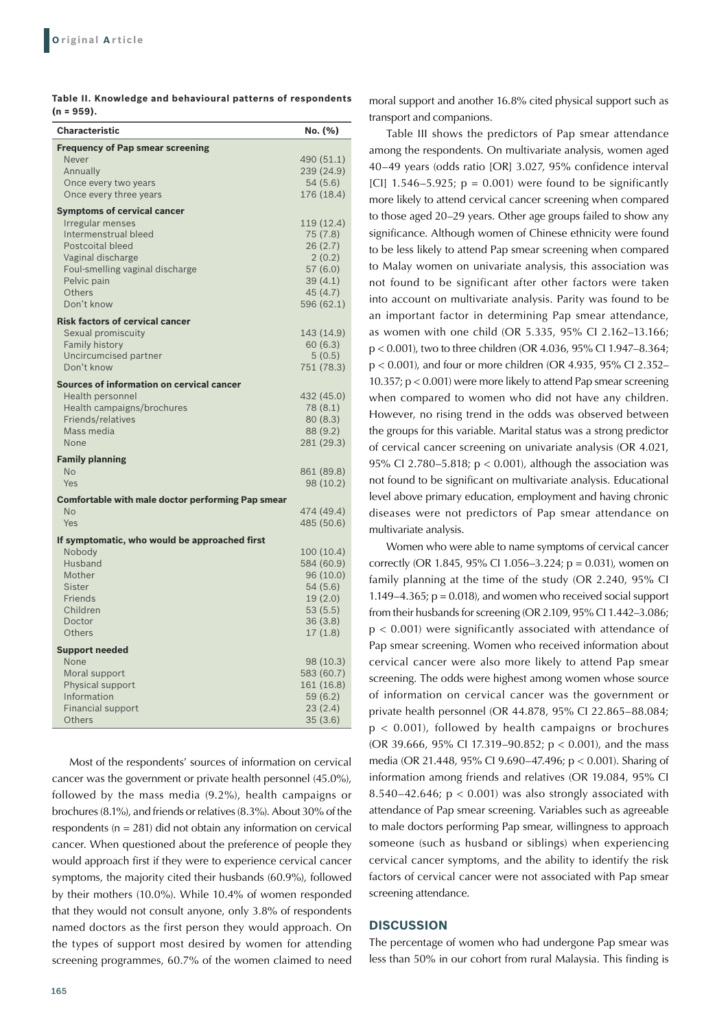**Table II. Knowledge and behavioural patterns of respondents (n = 959).**

| Characteristic | No. (%) |
|---|---|
| **Frequency of Pap smear screening** | |
| Never | 490 (51.1) |
| Annually | 239 (24.9) |
| Once every two years | 54 (5.6) |
| Once every three years | 176 (18.4) |
| **Symptoms of cervical cancer** | |
| Irregular menses | 119 (12.4) |
| Intermenstrual bleed | 75 (7.8) |
| Postcoital bleed | 26 (2.7) |
| Vaginal discharge | 2 (0.2) |
| Foul-smelling vaginal discharge | 57 (6.0) |
| Pelvic pain | 39 (4.1) |
| Others | 45 (4.7) |
| Don't know | 596 (62.1) |
| **Risk factors of cervical cancer** | |
| Sexual promiscuity | 143 (14.9) |
| Family history | 60 (6.3) |
| Uncircumcised partner | 5 (0.5) |
| Don't know | 751 (78.3) |
| **Sources of information on cervical cancer** | |
| Health personnel | 432 (45.0) |
| Health campaigns/brochures | 78 (8.1) |
| Friends/relatives | 80 (8.3) |
| Mass media | 88 (9.2) |
| None | 281 (29.3) |
| **Family planning** | |
| No | 861 (89.8) |
| Yes | 98 (10.2) |
| **Comfortable with male doctor performing Pap smear** | |
| No | 474 (49.4) |
| Yes | 485 (50.6) |
| **If symptomatic, who would be approached first** | |
| Nobody | 100 (10.4) |
| Husband | 584 (60.9) |
| Mother | 96 (10.0) |
| Sister | 54 (5.6) |
| Friends | 19 (2.0) |
| Children | 53 (5.5) |
| Doctor | 36 (3.8) |
| Others | 17 (1.8) |
| **Support needed** | |
| None | 98 (10.3) |
| Moral support | 583 (60.7) |
| Physical support | 161 (16.8) |
| Information | 59 (6.2) |
| Financial support | 23 (2.4) |
| Others | 35 (3.6) |

Most of the respondents' sources of information on cervical cancer was the government or private health personnel (45.0%), followed by the mass media (9.2%), health campaigns or brochures (8.1%), and friends or relatives (8.3%). About 30% of the respondents (n = 281) did not obtain any information on cervical cancer. When questioned about the preference of people they would approach first if they were to experience cervical cancer symptoms, the majority cited their husbands (60.9%), followed by their mothers (10.0%). While 10.4% of women responded that they would not consult anyone, only 3.8% of respondents named doctors as the first person they would approach. On the types of support most desired by women for attending screening programmes, 60.7% of the women claimed to need moral support and another 16.8% cited physical support such as transport and companions.

Table III shows the predictors of Pap smear attendance among the respondents. On multivariate analysis, women aged 40–49 years (odds ratio [OR] 3.027, 95% confidence interval [CI] 1.546–5.925; $p = 0.001$) were found to be significantly more likely to attend cervical cancer screening when compared to those aged 20–29 years. Other age groups failed to show any significance. Although women of Chinese ethnicity were found to be less likely to attend Pap smear screening when compared to Malay women on univariate analysis, this association was not found to be significant after other factors were taken into account on multivariate analysis. Parity was found to be an important factor in determining Pap smear attendance, as women with one child (OR 5.335, 95% CI 2.162–13.166; $p < 0.001$), two to three children (OR 4.036, 95% CI 1.947–8.364; $p < 0.001$), and four or more children (OR 4.935, 95% CI 2.352–10.357; $p < 0.001$) were more likely to attend Pap smear screening when compared to women who did not have any children. However, no rising trend in the odds was observed between the groups for this variable. Marital status was a strong predictor of cervical cancer screening on univariate analysis (OR 4.021, 95% CI 2.780–5.818; $p < 0.001$), although the association was not found to be significant on multivariate analysis. Educational level above primary education, employment and having chronic diseases were not predictors of Pap smear attendance on multivariate analysis.

Women who were able to name symptoms of cervical cancer correctly (OR 1.845, 95% CI 1.056–3.224; $p = 0.031$), women on family planning at the time of the study (OR 2.240, 95% CI 1.149–4.365; $p = 0.018$), and women who received social support from their husbands for screening (OR 2.109, 95% CI 1.442–3.086; $p < 0.001$) were significantly associated with attendance of Pap smear screening. Women who received information about cervical cancer were also more likely to attend Pap smear screening. The odds were highest among women whose source of information on cervical cancer was the government or private health personnel (OR 44.878, 95% CI 22.865–88.084; $p < 0.001$), followed by health campaigns or brochures (OR 39.666, 95% CI 17.319–90.852; $p < 0.001$), and the mass media (OR 21.448, 95% CI 9.690–47.496; $p < 0.001$). Sharing of information among friends and relatives (OR 19.084, 95% CI 8.540–42.646; $p < 0.001$) was also strongly associated with attendance of Pap smear screening. Variables such as agreeable to male doctors performing Pap smear, willingness to approach someone (such as husband or siblings) when experiencing cervical cancer symptoms, and the ability to identify the risk factors of cervical cancer were not associated with Pap smear screening attendance.

## DISCUSSION

The percentage of women who had undergone Pap smear was less than 50% in our cohort from rural Malaysia. This finding is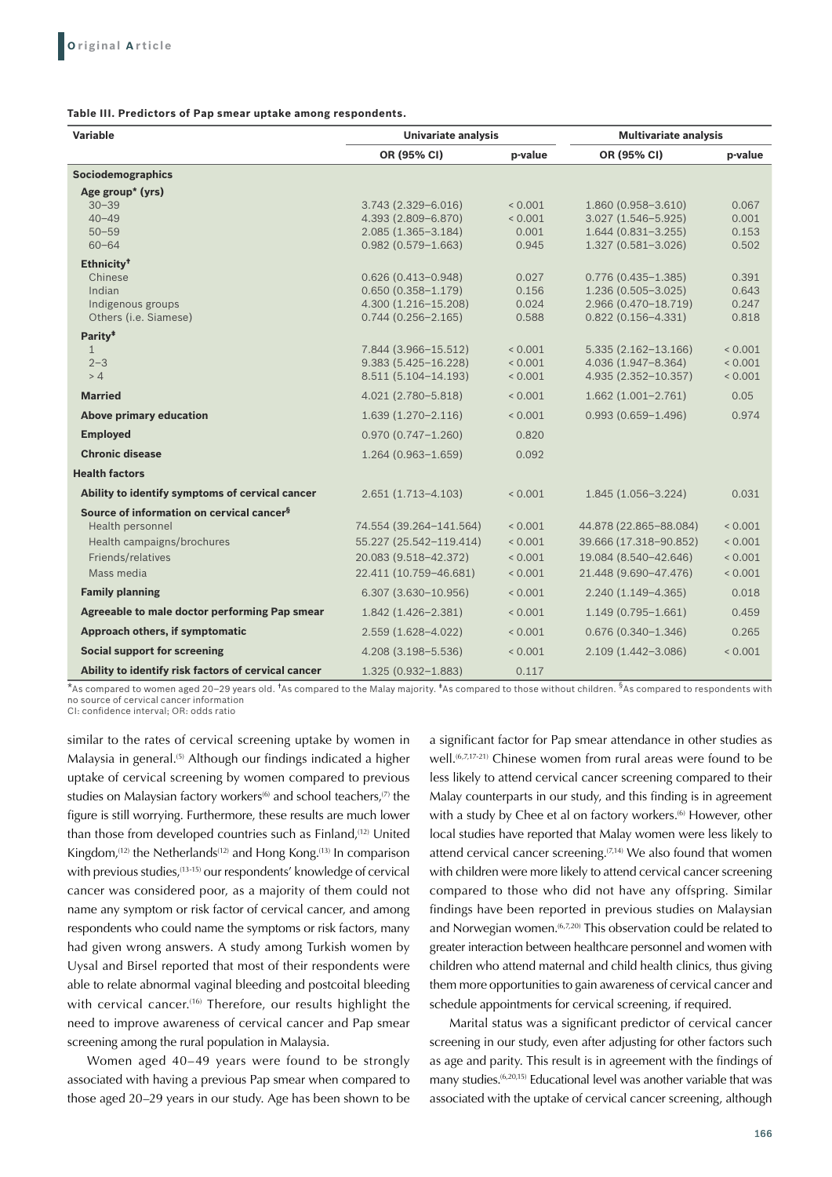**Table III. Predictors of Pap smear uptake among respondents.**

| Variable | Univariate analysis | | Multivariate analysis | |
|---|---|---|---|---|
| | OR (95% CI) | p-value | OR (95% CI) | p-value |
| **Sociodemographics** | | | | |
| **Age group* (yrs)** | | | | |
| 30–39 | 3.743 (2.329–6.016) | < 0.001 | 1.860 (0.958–3.610) | 0.067 |
| 40–49 | 4.393 (2.809–6.870) | < 0.001 | 3.027 (1.546–5.925) | 0.001 |
| 50–59 | 2.085 (1.365–3.184) | 0.001 | 1.644 (0.831–3.255) | 0.153 |
| 60–64 | 0.982 (0.579–1.663) | 0.945 | 1.327 (0.581–3.026) | 0.502 |
| **Ethnicity†** | | | | |
| Chinese | 0.626 (0.413–0.948) | 0.027 | 0.776 (0.435–1.385) | 0.391 |
| Indian | 0.650 (0.358–1.179) | 0.156 | 1.236 (0.505–3.025) | 0.643 |
| Indigenous groups | 4.300 (1.216–15.208) | 0.024 | 2.966 (0.470–18.719) | 0.247 |
| Others (i.e. Siamese) | 0.744 (0.256–2.165) | 0.588 | 0.822 (0.156–4.331) | 0.818 |
| **Parity‡** | | | | |
| 1 | 7.844 (3.966–15.512) | < 0.001 | 5.335 (2.162–13.166) | < 0.001 |
| 2–3 | 9.383 (5.425–16.228) | < 0.001 | 4.036 (1.947–8.364) | < 0.001 |
| > 4 | 8.511 (5.104–14.193) | < 0.001 | 4.935 (2.352–10.357) | < 0.001 |
| **Married** | 4.021 (2.780–5.818) | < 0.001 | 1.662 (1.001–2.761) | 0.05 |
| **Above primary education** | 1.639 (1.270–2.116) | < 0.001 | 0.993 (0.659–1.496) | 0.974 |
| **Employed** | 0.970 (0.747–1.260) | 0.820 | | |
| **Chronic disease** | 1.264 (0.963–1.659) | 0.092 | | |
| **Health factors** | | | | |
| **Ability to identify symptoms of cervical cancer** | 2.651 (1.713–4.103) | < 0.001 | 1.845 (1.056–3.224) | 0.031 |
| **Source of information on cervical cancer§** | | | | |
| Health personnel | 74.554 (39.264–141.564) | < 0.001 | 44.878 (22.865–88.084) | < 0.001 |
| Health campaigns/brochures | 55.227 (25.542–119.414) | < 0.001 | 39.666 (17.318–90.852) | < 0.001 |
| Friends/relatives | 20.083 (9.518–42.372) | < 0.001 | 19.084 (8.540–42.646) | < 0.001 |
| Mass media | 22.411 (10.759–46.681) | < 0.001 | 21.448 (9.690–47.476) | < 0.001 |
| **Family planning** | 6.307 (3.630–10.956) | < 0.001 | 2.240 (1.149–4.365) | 0.018 |
| **Agreeable to male doctor performing Pap smear** | 1.842 (1.426–2.381) | < 0.001 | 1.149 (0.795–1.661) | 0.459 |
| **Approach others, if symptomatic** | 2.559 (1.628–4.022) | < 0.001 | 0.676 (0.340–1.346) | 0.265 |
| **Social support for screening** | 4.208 (3.198–5.536) | < 0.001 | 2.109 (1.442–3.086) | < 0.001 |
| **Ability to identify risk factors of cervical cancer** | 1.325 (0.932–1.883) | 0.117 | | |

*As compared to women aged 20–29 years old. †As compared to the Malay majority. ‡As compared to those without children. §As compared to respondents with no source of cervical cancer information
CI: confidence interval; OR: odds ratio

similar to the rates of cervical screening uptake by women in Malaysia in general.[5] Although our findings indicated a higher uptake of cervical screening by women compared to previous studies on Malaysian factory workers[6] and school teachers,[7] the figure is still worrying. Furthermore, these results are much lower than those from developed countries such as Finland,[12] United Kingdom,[12] the Netherlands[12] and Hong Kong.[13] In comparison with previous studies,[13-15] our respondents' knowledge of cervical cancer was considered poor, as a majority of them could not name any symptom or risk factor of cervical cancer, and among respondents who could name the symptoms or risk factors, many had given wrong answers. A study among Turkish women by Uysal and Birsel reported that most of their respondents were able to relate abnormal vaginal bleeding and postcoital bleeding with cervical cancer.[16] Therefore, our results highlight the need to improve awareness of cervical cancer and Pap smear screening among the rural population in Malaysia.

Women aged 40–49 years were found to be strongly associated with having a previous Pap smear when compared to those aged 20–29 years in our study. Age has been shown to be a significant factor for Pap smear attendance in other studies as well.[6,7,17-21] Chinese women from rural areas were found to be less likely to attend cervical cancer screening compared to their Malay counterparts in our study, and this finding is in agreement with a study by Chee et al on factory workers.[6] However, other local studies have reported that Malay women were less likely to attend cervical cancer screening.[7,14] We also found that women with children were more likely to attend cervical cancer screening compared to those who did not have any offspring. Similar findings have been reported in previous studies on Malaysian and Norwegian women.[6,7,20] This observation could be related to greater interaction between healthcare personnel and women with children who attend maternal and child health clinics, thus giving them more opportunities to gain awareness of cervical cancer and schedule appointments for cervical screening, if required.

Marital status was a significant predictor of cervical cancer screening in our study, even after adjusting for other factors such as age and parity. This result is in agreement with the findings of many studies.[6,20,15] Educational level was another variable that was associated with the uptake of cervical cancer screening, although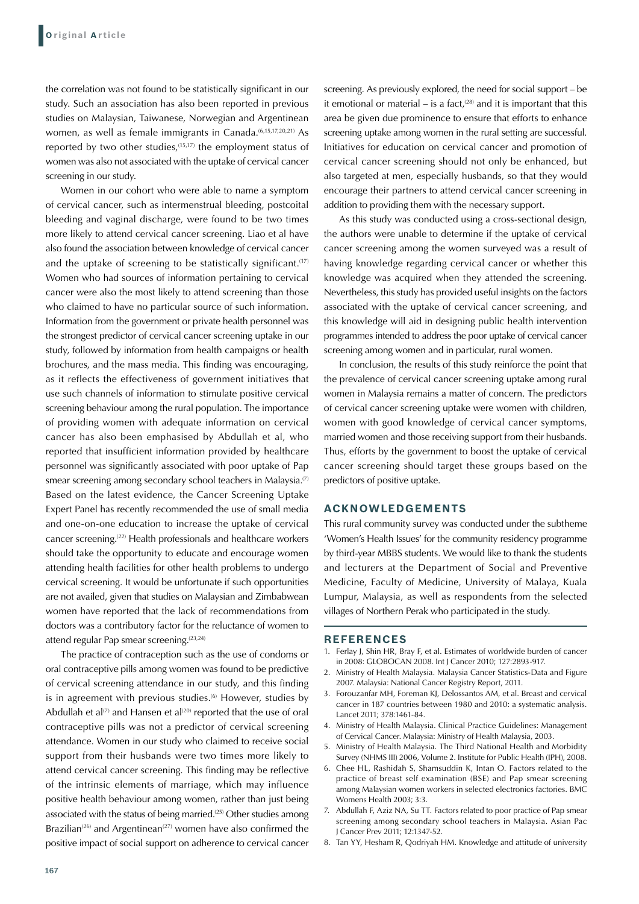the correlation was not found to be statistically significant in our study. Such an association has also been reported in previous studies on Malaysian, Taiwanese, Norwegian and Argentinean women, as well as female immigrants in Canada.[6,15,17,20,21] As reported by two other studies,[15,17] the employment status of women was also not associated with the uptake of cervical cancer screening in our study.

Women in our cohort who were able to name a symptom of cervical cancer, such as intermenstrual bleeding, postcoital bleeding and vaginal discharge, were found to be two times more likely to attend cervical cancer screening. Liao et al have also found the association between knowledge of cervical cancer and the uptake of screening to be statistically significant.[17] Women who had sources of information pertaining to cervical cancer were also the most likely to attend screening than those who claimed to have no particular source of such information. Information from the government or private health personnel was the strongest predictor of cervical cancer screening uptake in our study, followed by information from health campaigns or health brochures, and the mass media. This finding was encouraging, as it reflects the effectiveness of government initiatives that use such channels of information to stimulate positive cervical screening behaviour among the rural population. The importance of providing women with adequate information on cervical cancer has also been emphasised by Abdullah et al, who reported that insufficient information provided by healthcare personnel was significantly associated with poor uptake of Pap smear screening among secondary school teachers in Malaysia.[7] Based on the latest evidence, the Cancer Screening Uptake Expert Panel has recently recommended the use of small media and one-on-one education to increase the uptake of cervical cancer screening.[22] Health professionals and healthcare workers should take the opportunity to educate and encourage women attending health facilities for other health problems to undergo cervical screening. It would be unfortunate if such opportunities are not availed, given that studies on Malaysian and Zimbabwean women have reported that the lack of recommendations from doctors was a contributory factor for the reluctance of women to attend regular Pap smear screening.[23,24]

The practice of contraception such as the use of condoms or oral contraceptive pills among women was found to be predictive of cervical screening attendance in our study, and this finding is in agreement with previous studies.[6] However, studies by Abdullah et al[7] and Hansen et al[20] reported that the use of oral contraceptive pills was not a predictor of cervical screening attendance. Women in our study who claimed to receive social support from their husbands were two times more likely to attend cervical cancer screening. This finding may be reflective of the intrinsic elements of marriage, which may influence positive health behaviour among women, rather than just being associated with the status of being married.[25] Other studies among Brazilian[26] and Argentinean[27] women have also confirmed the positive impact of social support on adherence to cervical cancer screening. As previously explored, the need for social support – be it emotional or material – is a fact,[28] and it is important that this area be given due prominence to ensure that efforts to enhance screening uptake among women in the rural setting are successful. Initiatives for education on cervical cancer and promotion of cervical cancer screening should not only be enhanced, but also targeted at men, especially husbands, so that they would encourage their partners to attend cervical cancer screening in addition to providing them with the necessary support.

As this study was conducted using a cross-sectional design, the authors were unable to determine if the uptake of cervical cancer screening among the women surveyed was a result of having knowledge regarding cervical cancer or whether this knowledge was acquired when they attended the screening. Nevertheless, this study has provided useful insights on the factors associated with the uptake of cervical cancer screening, and this knowledge will aid in designing public health intervention programmes intended to address the poor uptake of cervical cancer screening among women and in particular, rural women.

In conclusion, the results of this study reinforce the point that the prevalence of cervical cancer screening uptake among rural women in Malaysia remains a matter of concern. The predictors of cervical cancer screening uptake were women with children, women with good knowledge of cervical cancer symptoms, married women and those receiving support from their husbands. Thus, efforts by the government to boost the uptake of cervical cancer screening should target these groups based on the predictors of positive uptake.

## ACKNOWLEDGEMENTS

This rural community survey was conducted under the subtheme 'Women's Health Issues' for the community residency programme by third-year MBBS students. We would like to thank the students and lecturers at the Department of Social and Preventive Medicine, Faculty of Medicine, University of Malaya, Kuala Lumpur, Malaysia, as well as respondents from the selected villages of Northern Perak who participated in the study.

## REFERENCES

1. Ferlay J, Shin HR, Bray F, et al. Estimates of worldwide burden of cancer in 2008: GLOBOCAN 2008. Int J Cancer 2010; 127:2893-917.
2. Ministry of Health Malaysia. Malaysia Cancer Statistics-Data and Figure 2007. Malaysia: National Cancer Registry Report, 2011.
3. Forouzanfar MH, Foreman KJ, Delossantos AM, et al. Breast and cervical cancer in 187 countries between 1980 and 2010: a systematic analysis. Lancet 2011; 378:1461-84.
4. Ministry of Health Malaysia. Clinical Practice Guidelines: Management of Cervical Cancer. Malaysia: Ministry of Health Malaysia, 2003.
5. Ministry of Health Malaysia. The Third National Health and Morbidity Survey (NHMS III) 2006, Volume 2. Institute for Public Health (IPH), 2008.
6. Chee HL, Rashidah S, Shamsuddin K, Intan O. Factors related to the practice of breast self examination (BSE) and Pap smear screening among Malaysian women workers in selected electronics factories. BMC Womens Health 2003; 3:3.
7. Abdullah F, Aziz NA, Su TT. Factors related to poor practice of Pap smear screening among secondary school teachers in Malaysia. Asian Pac J Cancer Prev 2011; 12:1347-52.
8. Tan YY, Hesham R, Qodriyah HM. Knowledge and attitude of university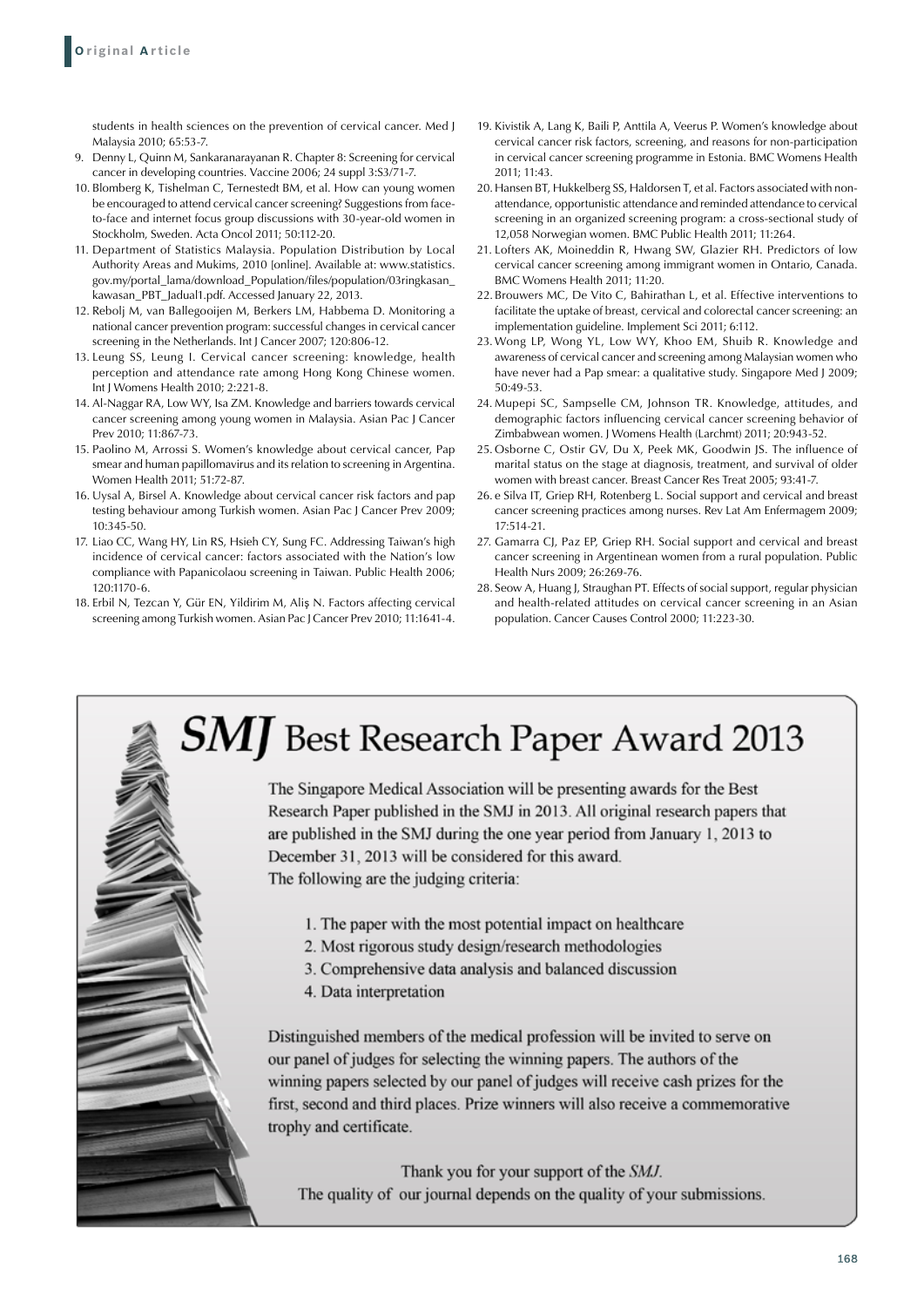students in health sciences on the prevention of cervical cancer. Med J Malaysia 2010; 65:53-7.

9. Denny L, Quinn M, Sankaranarayanan R. Chapter 8: Screening for cervical cancer in developing countries. Vaccine 2006; 24 suppl 3:S3/71-7.
10. Blomberg K, Tishelman C, Ternestedt BM, et al. How can young women be encouraged to attend cervical cancer screening? Suggestions from face-to-face and internet focus group discussions with 30-year-old women in Stockholm, Sweden. Acta Oncol 2011; 50:112-20.
11. Department of Statistics Malaysia. Population Distribution by Local Authority Areas and Mukims, 2010 [online]. Available at: www.statistics.gov.my/portal_lama/download_Population/files/population/03ringkasan_kawasan_PBT_Jadual1.pdf. Accessed January 22, 2013.
12. Rebolj M, van Ballegooijen M, Berkers LM, Habbema D. Monitoring a national cancer prevention program: successful changes in cervical cancer screening in the Netherlands. Int J Cancer 2007; 120:806-12.
13. Leung SS, Leung I. Cervical cancer screening: knowledge, health perception and attendance rate among Hong Kong Chinese women. Int J Womens Health 2010; 2:221-8.
14. Al-Naggar RA, Low WY, Isa ZM. Knowledge and barriers towards cervical cancer screening among young women in Malaysia. Asian Pac J Cancer Prev 2010; 11:867-73.
15. Paolino M, Arrossi S. Women's knowledge about cervical cancer, Pap smear and human papillomavirus and its relation to screening in Argentina. Women Health 2011; 51:72-87.
16. Uysal A, Birsel A. Knowledge about cervical cancer risk factors and pap testing behaviour among Turkish women. Asian Pac J Cancer Prev 2009; 10:345-50.
17. Liao CC, Wang HY, Lin RS, Hsieh CY, Sung FC. Addressing Taiwan's high incidence of cervical cancer: factors associated with the Nation's low compliance with Papanicolaou screening in Taiwan. Public Health 2006; 120:1170-6.
18. Erbil N, Tezcan Y, Gür EN, Yildirim M, Aliş N. Factors affecting cervical screening among Turkish women. Asian Pac J Cancer Prev 2010; 11:1641-4.
19. Kivistik A, Lang K, Baili P, Anttila A, Veerus P. Women's knowledge about cervical cancer risk factors, screening, and reasons for non-participation in cervical cancer screening programme in Estonia. BMC Womens Health 2011; 11:43.
20. Hansen BT, Hukkelberg SS, Haldorsen T, et al. Factors associated with non-attendance, opportunistic attendance and reminded attendance to cervical screening in an organized screening program: a cross-sectional study of 12,058 Norwegian women. BMC Public Health 2011; 11:264.
21. Lofters AK, Moineddin R, Hwang SW, Glazier RH. Predictors of low cervical cancer screening among immigrant women in Ontario, Canada. BMC Womens Health 2011; 11:20.
22. Brouwers MC, De Vito C, Bahirathan L, et al. Effective interventions to facilitate the uptake of breast, cervical and colorectal cancer screening: an implementation guideline. Implement Sci 2011; 6:112.
23. Wong LP, Wong YL, Low WY, Khoo EM, Shuib R. Knowledge and awareness of cervical cancer and screening among Malaysian women who have never had a Pap smear: a qualitative study. Singapore Med J 2009; 50:49-53.
24. Mupepi SC, Sampselle CM, Johnson TR. Knowledge, attitudes, and demographic factors influencing cervical cancer screening behavior of Zimbabwean women. J Womens Health (Larchmt) 2011; 20:943-52.
25. Osborne C, Ostir GV, Du X, Peek MK, Goodwin JS. The influence of marital status on the stage at diagnosis, treatment, and survival of older women with breast cancer. Breast Cancer Res Treat 2005; 93:41-7.
26. e Silva IT, Griep RH, Rotenberg L. Social support and cervical and breast cancer screening practices among nurses. Rev Lat Am Enfermagem 2009; 17:514-21.
27. Gamarra CJ, Paz EP, Griep RH. Social support and cervical and breast cancer screening in Argentinean women from a rural population. Public Health Nurs 2009; 26:269-76.
28. Seow A, Huang J, Straughan PT. Effects of social support, regular physician and health-related attitudes on cervical cancer screening in an Asian population. Cancer Causes Control 2000; 11:223-30.

# *SMJ* Best Research Paper Award 2013

The Singapore Medical Association will be presenting awards for the Best Research Paper published in the SMJ in 2013. All original research papers that are published in the SMJ during the one year period from January 1, 2013 to December 31, 2013 will be considered for this award.

The following are the judging criteria:

1. The paper with the most potential impact on healthcare
2. Most rigorous study design/research methodologies
3. Comprehensive data analysis and balanced discussion
4. Data interpretation

Distinguished members of the medical profession will be invited to serve on our panel of judges for selecting the winning papers. The authors of the winning papers selected by our panel of judges will receive cash prizes for the first, second and third places. Prize winners will also receive a commemorative trophy and certificate.

Thank you for your support of the *SMJ*.
The quality of our journal depends on the quality of your submissions.